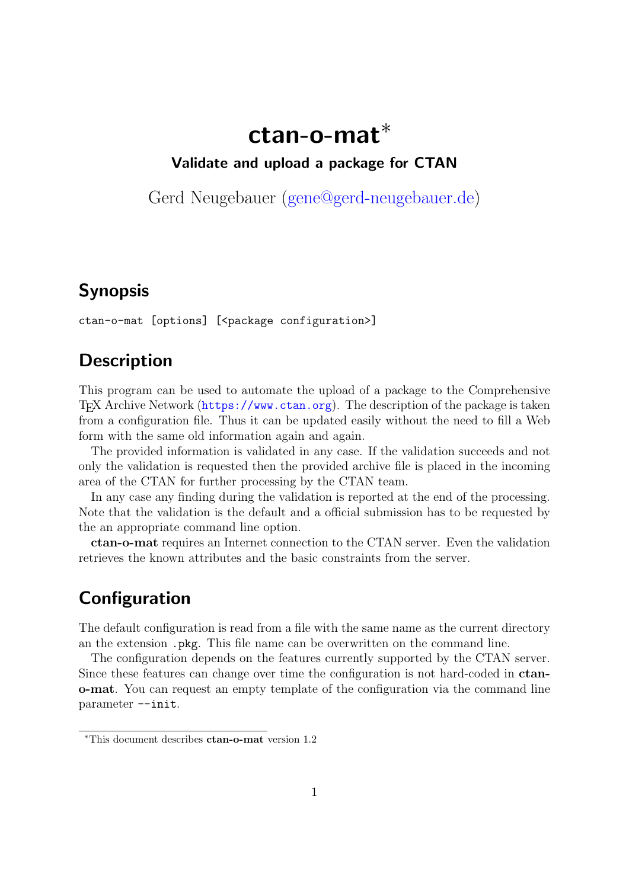# ctan-o-mat*

### Validate and upload a package for CTAN

Gerd Neugebauer (gene@gerd-neugebauer.de)

## Synopsis

```
ctan-o-mat [options] [<package configuration>]
```

## Description

This program can be used to automate the upload of a package to the Comprehensive TEX Archive Network (`https://www.ctan.org`). The description of the package is taken from a configuration file. Thus it can be updated easily without the need to fill a Web form with the same old information again and again.

The provided information is validated in any case. If the validation succeeds and not only the validation is requested then the provided archive file is placed in the incoming area of the CTAN for further processing by the CTAN team.

In any case any finding during the validation is reported at the end of the processing. Note that the validation is the default and a official submission has to be requested by the an appropriate command line option.

**ctan-o-mat** requires an Internet connection to the CTAN server. Even the validation retrieves the known attributes and the basic constraints from the server.

## Configuration

The default configuration is read from a file with the same name as the current directory an the extension `.pkg`. This file name can be overwritten on the command line.

The configuration depends on the features currently supported by the CTAN server. Since these features can change over time the configuration is not hard-coded in **ctan-o-mat**. You can request an empty template of the configuration via the command line parameter `--init`.

---

*This document describes **ctan-o-mat** version 1.2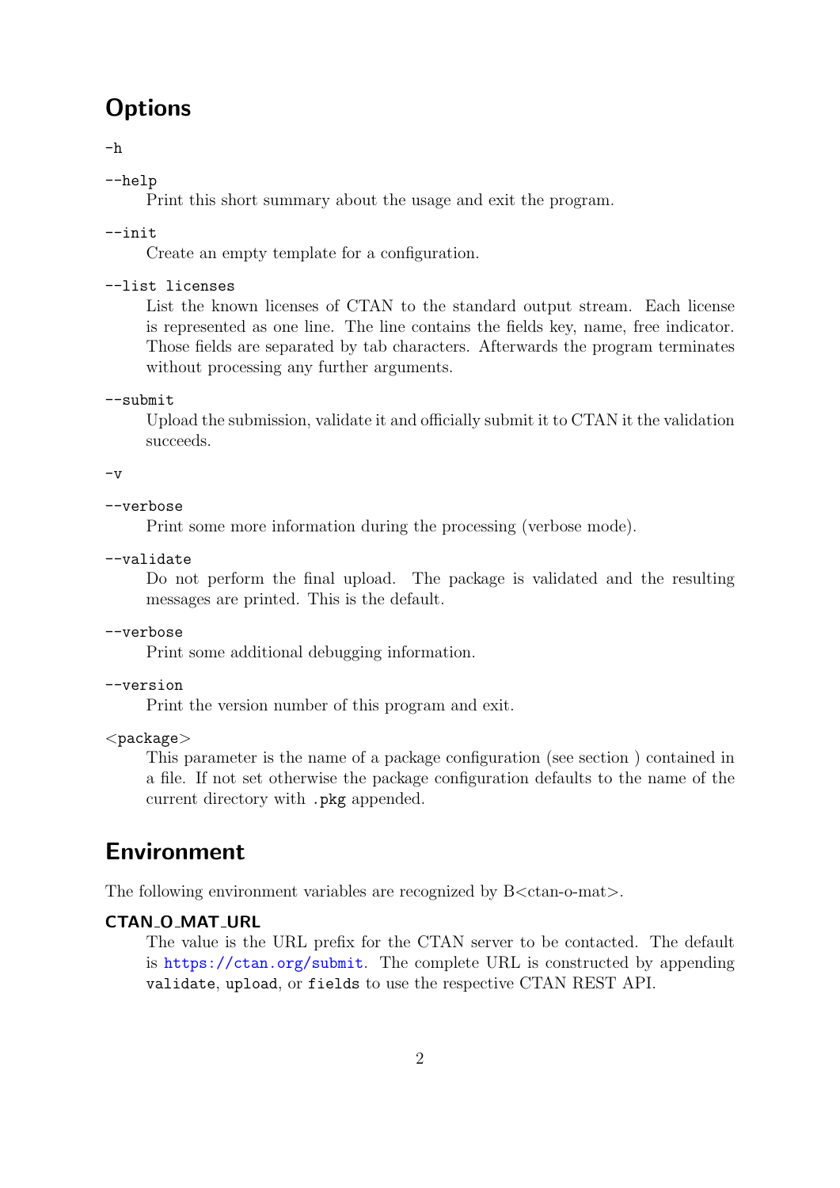## Options

`-h`

`--help`
: Print this short summary about the usage and exit the program.

`--init`
: Create an empty template for a configuration.

`--list licenses`
: List the known licenses of CTAN to the standard output stream. Each license is represented as one line. The line contains the fields key, name, free indicator. Those fields are separated by tab characters. Afterwards the program terminates without processing any further arguments.

`--submit`
: Upload the submission, validate it and officially submit it to CTAN it the validation succeeds.

`-v`

`--verbose`
: Print some more information during the processing (verbose mode).

`--validate`
: Do not perform the final upload. The package is validated and the resulting messages are printed. This is the default.

`--verbose`
: Print some additional debugging information.

`--version`
: Print the version number of this program and exit.

<package>
: This parameter is the name of a package configuration (see section ) contained in a file. If not set otherwise the package configuration defaults to the name of the current directory with `.pkg` appended.

## Environment

The following environment variables are recognized by B<ctan-o-mat>.

### CTAN_O_MAT_URL

The value is the URL prefix for the CTAN server to be contacted. The default is https://ctan.org/submit. The complete URL is constructed by appending `validate`, `upload`, or `fields` to use the respective CTAN REST API.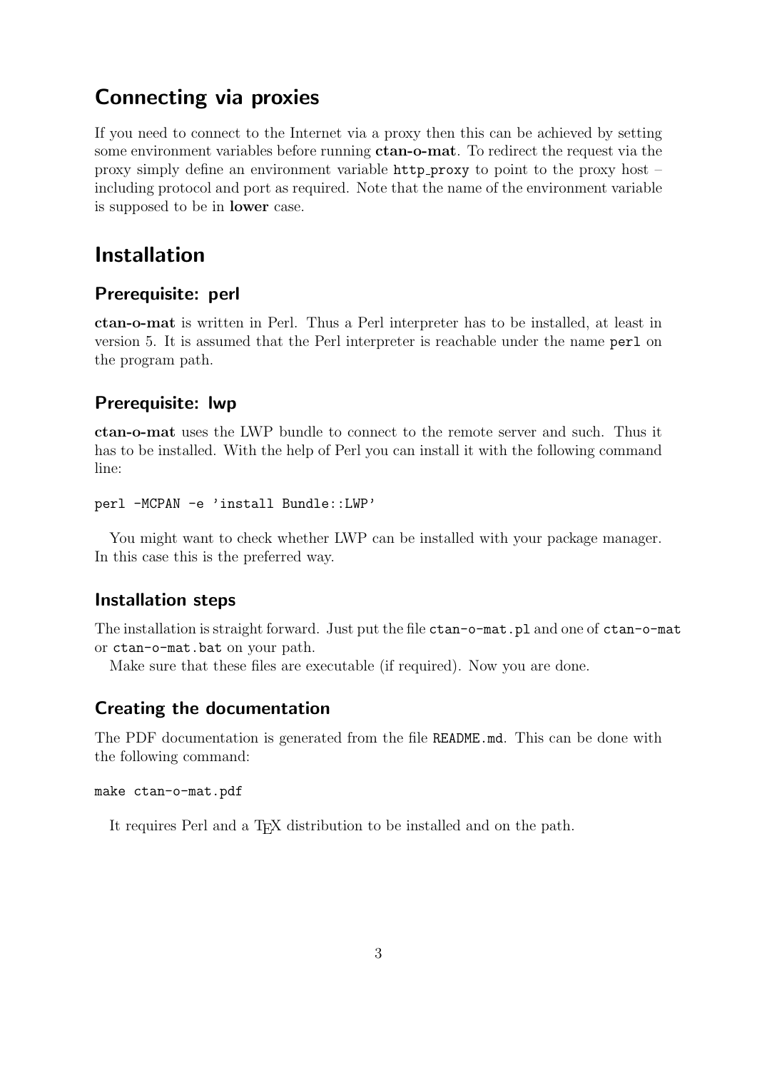## Connecting via proxies

If you need to connect to the Internet via a proxy then this can be achieved by setting some environment variables before running **ctan-o-mat**. To redirect the request via the proxy simply define an environment variable `http_proxy` to point to the proxy host – including protocol and port as required. Note that the name of the environment variable is supposed to be in **lower** case.

## Installation

### Prerequisite: perl

**ctan-o-mat** is written in Perl. Thus a Perl interpreter has to be installed, at least in version 5. It is assumed that the Perl interpreter is reachable under the name `perl` on the program path.

### Prerequisite: lwp

**ctan-o-mat** uses the LWP bundle to connect to the remote server and such. Thus it has to be installed. With the help of Perl you can install it with the following command line:

```
perl -MCPAN -e 'install Bundle::LWP'
```

You might want to check whether LWP can be installed with your package manager. In this case this is the preferred way.

### Installation steps

The installation is straight forward. Just put the file `ctan-o-mat.pl` and one of `ctan-o-mat` or `ctan-o-mat.bat` on your path.

Make sure that these files are executable (if required). Now you are done.

### Creating the documentation

The PDF documentation is generated from the file `README.md`. This can be done with the following command:

```
make ctan-o-mat.pdf
```

It requires Perl and a TEX distribution to be installed and on the path.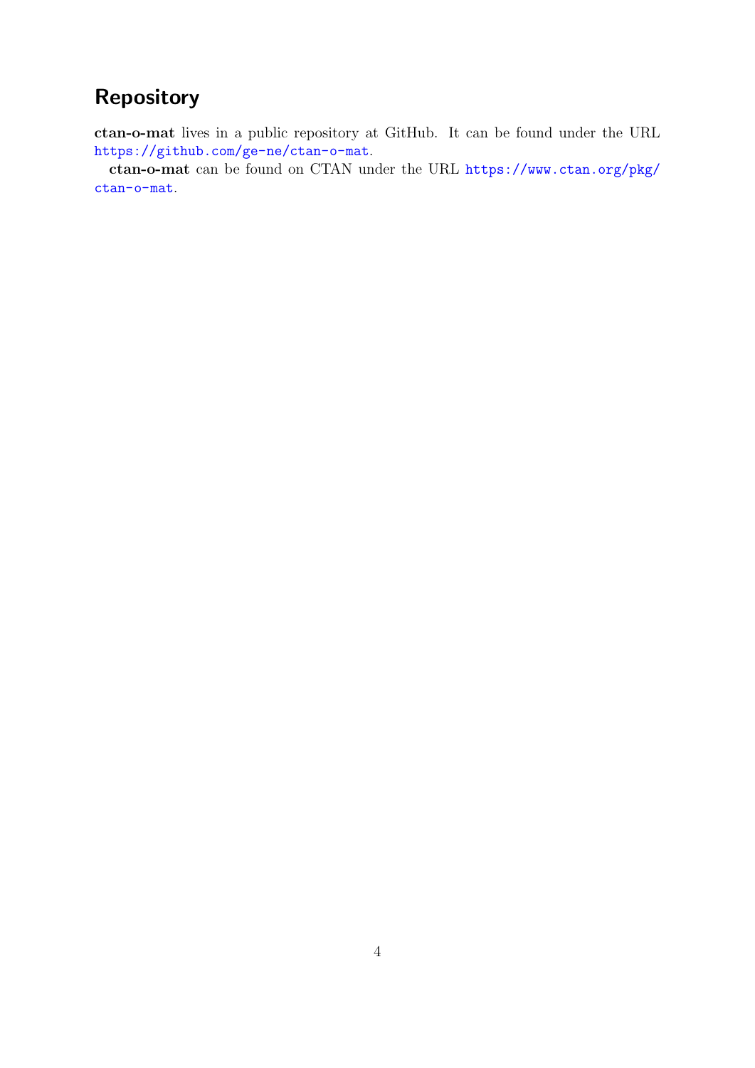## Repository

**ctan-o-mat** lives in a public repository at GitHub. It can be found under the URL https://github.com/ge-ne/ctan-o-mat.

**ctan-o-mat** can be found on CTAN under the URL https://www.ctan.org/pkg/ctan-o-mat.